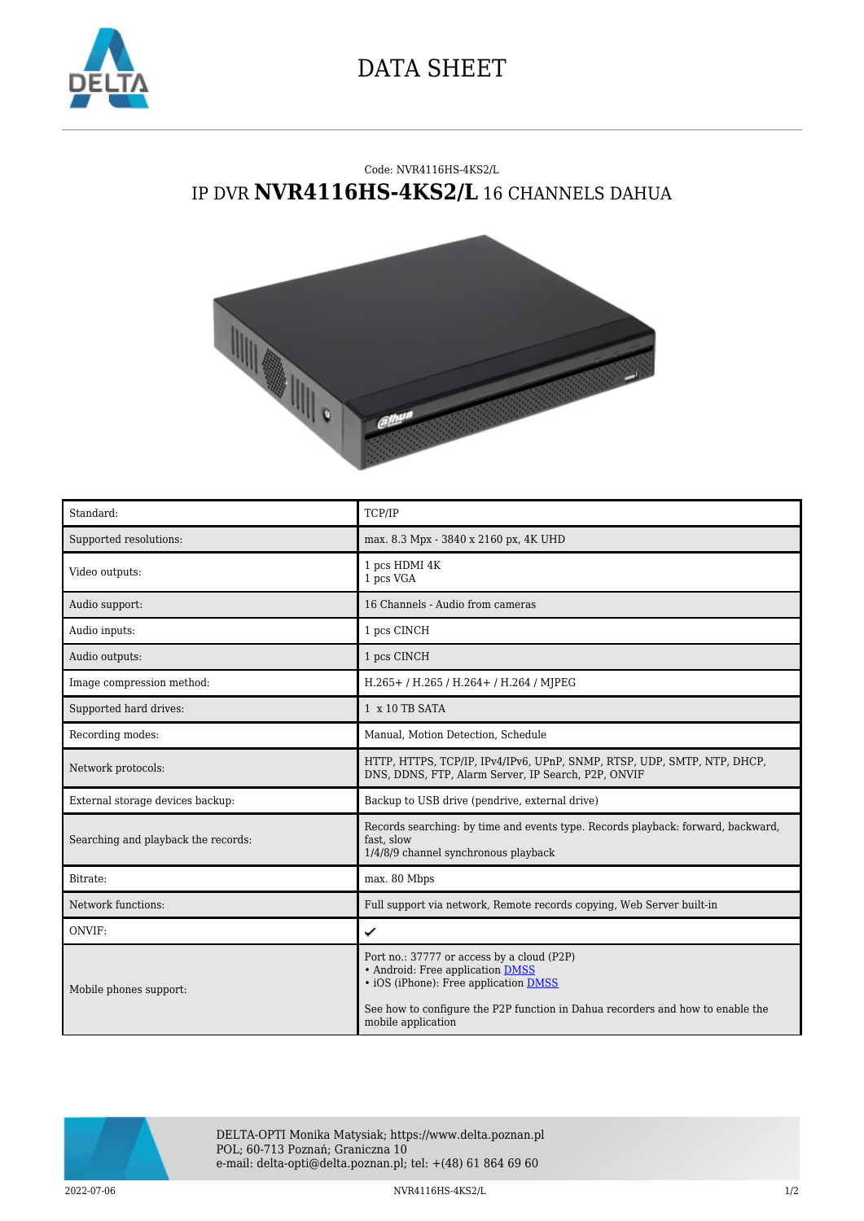# DATA SHEET

Code: NVR4116HS-4KS2/L

## IP DVR **NVR4116HS-4KS2/L** 16 CHANNELS DAHUA

| | |
|---|---|
| Standard: | TCP/IP |
| Supported resolutions: | max. 8.3 Mpx - 3840 x 2160 px, 4K UHD |
| Video outputs: | 1 pcs HDMI 4K<br>1 pcs VGA |
| Audio support: | 16 Channels - Audio from cameras |
| Audio inputs: | 1 pcs CINCH |
| Audio outputs: | 1 pcs CINCH |
| Image compression method: | H.265+ / H.265 / H.264+ / H.264 / MJPEG |
| Supported hard drives: | 1 x 10 TB SATA |
| Recording modes: | Manual, Motion Detection, Schedule |
| Network protocols: | HTTP, HTTPS, TCP/IP, IPv4/IPv6, UPnP, SNMP, RTSP, UDP, SMTP, NTP, DHCP, DNS, DDNS, FTP, Alarm Server, IP Search, P2P, ONVIF |
| External storage devices backup: | Backup to USB drive (pendrive, external drive) |
| Searching and playback the records: | Records searching: by time and events type. Records playback: forward, backward, fast, slow<br>1/4/8/9 channel synchronous playback |
| Bitrate: | max. 80 Mbps |
| Network functions: | Full support via network, Remote records copying, Web Server built-in |
| ONVIF: | ✔ |
| Mobile phones support: | Port no.: 37777 or access by a cloud (P2P)<br>• Android: Free application DMSS<br>• iOS (iPhone): Free application DMSS<br><br>See how to configure the P2P function in Dahua recorders and how to enable the mobile application |

DELTA-OPTI Monika Matysiak; https://www.delta.poznan.pl
POL; 60-713 Poznań; Graniczna 10
e-mail: delta-opti@delta.poznan.pl; tel: +(48) 61 864 69 60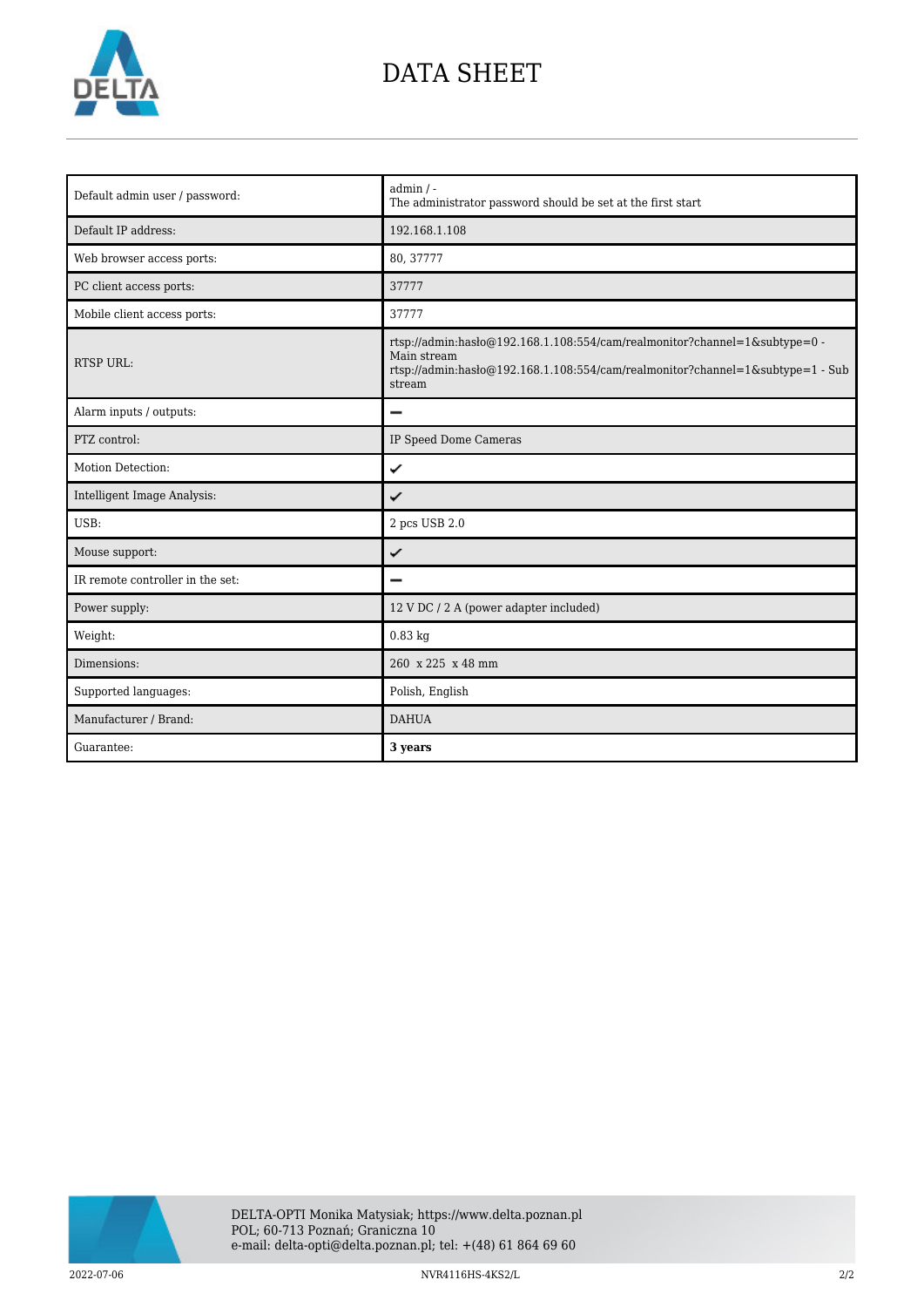# DATA SHEET

| | |
|---|---|
| Default admin user / password: | admin / -<br>The administrator password should be set at the first start |
| Default IP address: | 192.168.1.108 |
| Web browser access ports: | 80, 37777 |
| PC client access ports: | 37777 |
| Mobile client access ports: | 37777 |
| RTSP URL: | rtsp://admin:hasło@192.168.1.108:554/cam/realmonitor?channel=1&subtype=0 - Main stream<br>rtsp://admin:hasło@192.168.1.108:554/cam/realmonitor?channel=1&subtype=1 - Sub stream |
| Alarm inputs / outputs: | – |
| PTZ control: | IP Speed Dome Cameras |
| Motion Detection: | ✓ |
| Intelligent Image Analysis: | ✓ |
| USB: | 2 pcs USB 2.0 |
| Mouse support: | ✓ |
| IR remote controller in the set: | – |
| Power supply: | 12 V DC / 2 A (power adapter included) |
| Weight: | 0.83 kg |
| Dimensions: | 260 x 225 x 48 mm |
| Supported languages: | Polish, English |
| Manufacturer / Brand: | DAHUA |
| Guarantee: | **3 years** |

DELTA-OPTI Monika Matysiak; https://www.delta.poznan.pl
POL; 60-713 Poznań; Graniczna 10
e-mail: delta-opti@delta.poznan.pl; tel: +(48) 61 864 69 60

2022-07-06 NVR4116HS-4KS2/L